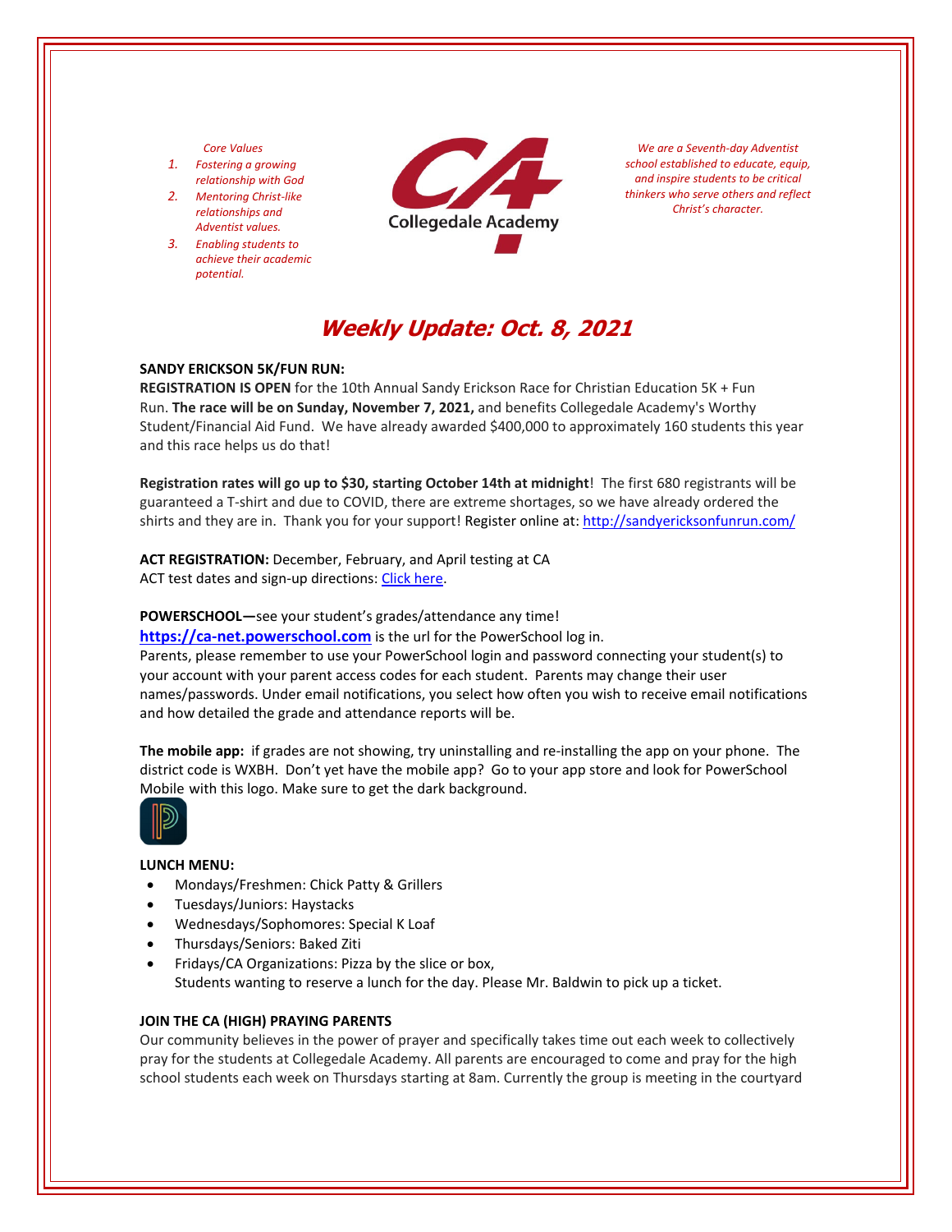*Core Values*

1. *Fostering a growing relationship with God*
2. *Mentoring Christ-like relationships and Adventist values.*
3. *Enabling students to achieve their academic potential.*

Collegedale Academy

*We are a Seventh-day Adventist school established to educate, equip, and inspire students to be critical thinkers who serve others and reflect Christ's character.*

# *Weekly Update: Oct. 8, 2021*

**SANDY ERICKSON 5K/FUN RUN:**
**REGISTRATION IS OPEN** for the 10th Annual Sandy Erickson Race for Christian Education 5K + Fun Run. **The race will be on Sunday, November 7, 2021,** and benefits Collegedale Academy's Worthy Student/Financial Aid Fund. We have already awarded $400,000 to approximately 160 students this year and this race helps us do that!

**Registration rates will go up to $30, starting October 14th at midnight**! The first 680 registrants will be guaranteed a T-shirt and due to COVID, there are extreme shortages, so we have already ordered the shirts and they are in. Thank you for your support! Register online at: [http://sandyericksonfunrun.com/](http://sandyericksonfunrun.com/)

**ACT REGISTRATION:** December, February, and April testing at CA
ACT test dates and sign-up directions: Click here.

**POWERSCHOOL—**see your student's grades/attendance any time!
**[https://ca-net.powerschool.com](https://ca-net.powerschool.com)** is the url for the PowerSchool log in.
Parents, please remember to use your PowerSchool login and password connecting your student(s) to your account with your parent access codes for each student. Parents may change their user names/passwords. Under email notifications, you select how often you wish to receive email notifications and how detailed the grade and attendance reports will be.

**The mobile app:** if grades are not showing, try uninstalling and re-installing the app on your phone. The district code is WXBH. Don't yet have the mobile app? Go to your app store and look for PowerSchool Mobile with this logo. Make sure to get the dark background.

**LUNCH MENU:**

- Mondays/Freshmen: Chick Patty & Grillers
- Tuesdays/Juniors: Haystacks
- Wednesdays/Sophomores: Special K Loaf
- Thursdays/Seniors: Baked Ziti
- Fridays/CA Organizations: Pizza by the slice or box,
  Students wanting to reserve a lunch for the day. Please Mr. Baldwin to pick up a ticket.

**JOIN THE CA (HIGH) PRAYING PARENTS**
Our community believes in the power of prayer and specifically takes time out each week to collectively pray for the students at Collegedale Academy. All parents are encouraged to come and pray for the high school students each week on Thursdays starting at 8am. Currently the group is meeting in the courtyard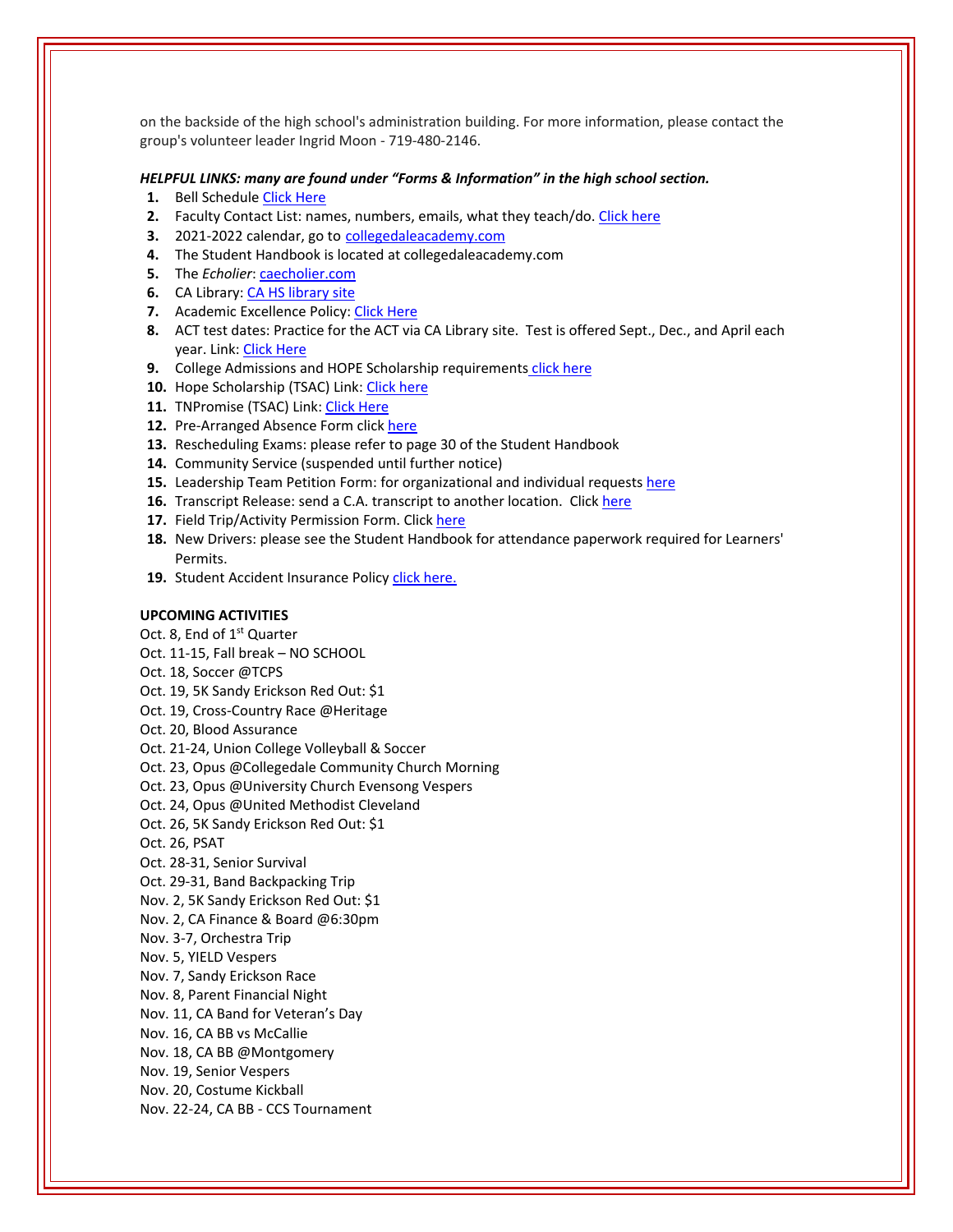on the backside of the high school's administration building. For more information, please contact the group's volunteer leader Ingrid Moon - 719-480-2146.

***HELPFUL LINKS: many are found under "Forms & Information" in the high school section.***

1. Bell Schedule Click Here
2. Faculty Contact List: names, numbers, emails, what they teach/do. Click here
3. 2021-2022 calendar, go to collegedaleacademy.com
4. The Student Handbook is located at collegedaleacademy.com
5. The *Echolier*: caecholier.com
6. CA Library: CA HS library site
7. Academic Excellence Policy: Click Here
8. ACT test dates: Practice for the ACT via CA Library site. Test is offered Sept., Dec., and April each year. Link: Click Here
9. College Admissions and HOPE Scholarship requirements click here
10. Hope Scholarship (TSAC) Link: Click here
11. TNPromise (TSAC) Link: Click Here
12. Pre-Arranged Absence Form click here
13. Rescheduling Exams: please refer to page 30 of the Student Handbook
14. Community Service (suspended until further notice)
15. Leadership Team Petition Form: for organizational and individual requests here
16. Transcript Release: send a C.A. transcript to another location. Click here
17. Field Trip/Activity Permission Form. Click here
18. New Drivers: please see the Student Handbook for attendance paperwork required for Learners' Permits.
19. Student Accident Insurance Policy click here.

**UPCOMING ACTIVITIES**

Oct. 8, End of 1st Quarter
Oct. 11-15, Fall break – NO SCHOOL
Oct. 18, Soccer @TCPS
Oct. 19, 5K Sandy Erickson Red Out: $1
Oct. 19, Cross-Country Race @Heritage
Oct. 20, Blood Assurance
Oct. 21-24, Union College Volleyball & Soccer
Oct. 23, Opus @Collegedale Community Church Morning
Oct. 23, Opus @University Church Evensong Vespers
Oct. 24, Opus @United Methodist Cleveland
Oct. 26, 5K Sandy Erickson Red Out: $1
Oct. 26, PSAT
Oct. 28-31, Senior Survival
Oct. 29-31, Band Backpacking Trip
Nov. 2, 5K Sandy Erickson Red Out: $1
Nov. 2, CA Finance & Board @6:30pm
Nov. 3-7, Orchestra Trip
Nov. 5, YIELD Vespers
Nov. 7, Sandy Erickson Race
Nov. 8, Parent Financial Night
Nov. 11, CA Band for Veteran's Day
Nov. 16, CA BB vs McCallie
Nov. 18, CA BB @Montgomery
Nov. 19, Senior Vespers
Nov. 20, Costume Kickball
Nov. 22-24, CA BB - CCS Tournament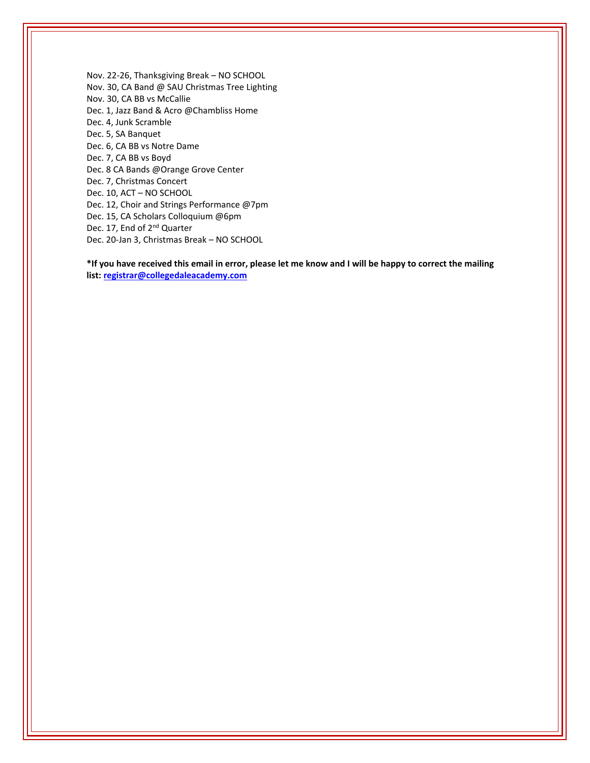Nov. 22-26, Thanksgiving Break – NO SCHOOL
Nov. 30, CA Band @ SAU Christmas Tree Lighting
Nov. 30, CA BB vs McCallie
Dec. 1, Jazz Band & Acro @Chambliss Home
Dec. 4, Junk Scramble
Dec. 5, SA Banquet
Dec. 6, CA BB vs Notre Dame
Dec. 7, CA BB vs Boyd
Dec. 8 CA Bands @Orange Grove Center
Dec. 7, Christmas Concert
Dec. 10, ACT – NO SCHOOL
Dec. 12, Choir and Strings Performance @7pm
Dec. 15, CA Scholars Colloquium @6pm
Dec. 17, End of 2nd Quarter
Dec. 20-Jan 3, Christmas Break – NO SCHOOL

**\*If you have received this email in error, please let me know and I will be happy to correct the mailing list: [registrar@collegedaleacademy.com](mailto:registrar@collegedaleacademy.com)**